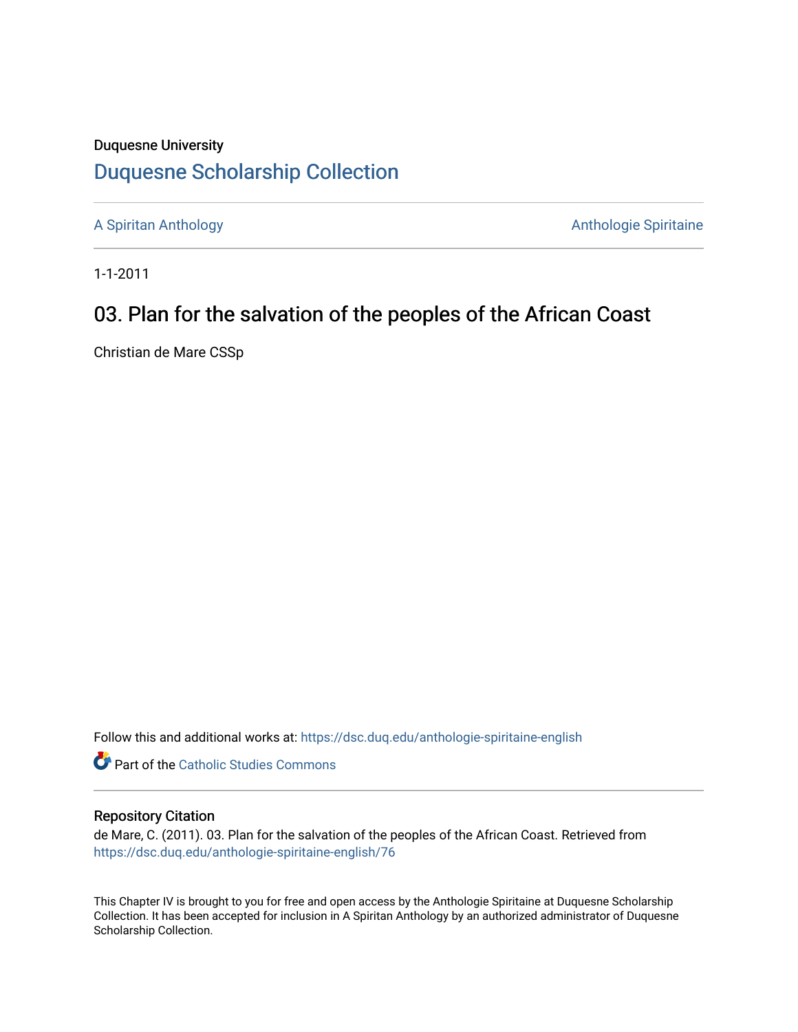Duquesne University

## Duquesne Scholarship Collection

A Spiritan Anthology | Anthologie Spiritaine

1-1-2011

# 03. Plan for the salvation of the peoples of the African Coast

Christian de Mare CSSp

Follow this and additional works at: https://dsc.duq.edu/anthologie-spiritaine-english

Part of the Catholic Studies Commons

### Repository Citation

de Mare, C. (2011). 03. Plan for the salvation of the peoples of the African Coast. Retrieved from https://dsc.duq.edu/anthologie-spiritaine-english/76

This Chapter IV is brought to you for free and open access by the Anthologie Spiritaine at Duquesne Scholarship Collection. It has been accepted for inclusion in A Spiritan Anthology by an authorized administrator of Duquesne Scholarship Collection.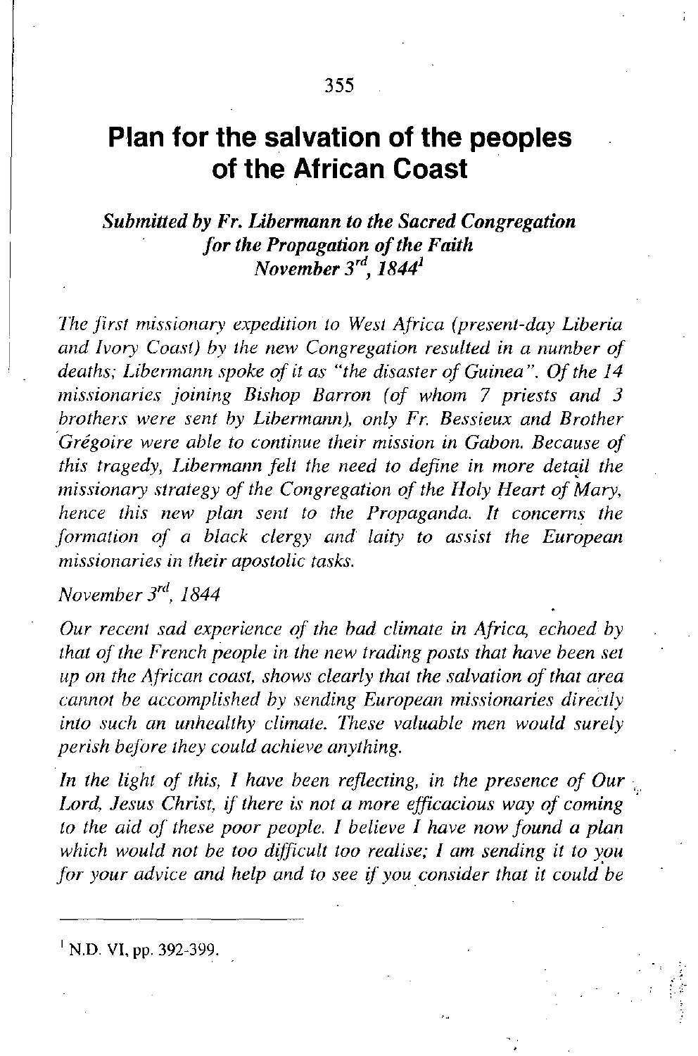# Plan for the salvation of the peoples of the African Coast

***Submitted by Fr. Libermann to the Sacred Congregation for the Propagation of the Faith November 3rd, 1844*** [1]

*The first missionary expedition to West Africa (present-day Liberia and Ivory Coast) by the new Congregation resulted in a number of deaths; Libermann spoke of it as "the disaster of Guinea". Of the 14 missionaries joining Bishop Barron (of whom 7 priests and 3 brothers were sent by Libermann), only Fr. Bessieux and Brother Grégoire were able to continue their mission in Gabon. Because of this tragedy, Libermann felt the need to define in more detail the missionary strategy of the Congregation of the Holy Heart of Mary, hence this new plan sent to the Propaganda. It concerns the formation of a black clergy and laity to assist the European missionaries in their apostolic tasks.*

*November 3rd, 1844*

*Our recent sad experience of the bad climate in Africa, echoed by that of the French people in the new trading posts that have been set up on the African coast, shows clearly that the salvation of that area cannot be accomplished by sending European missionaries directly into such an unhealthy climate. These valuable men would surely perish before they could achieve anything.*

*In the light of this, I have been reflecting, in the presence of Our Lord, Jesus Christ, if there is not a more efficacious way of coming to the aid of these poor people. I believe I have now found a plan which would not be too difficult too realise; I am sending it to you for your advice and help and to see if you consider that it could be*

---

[1] N.D. VI, pp. 392-399.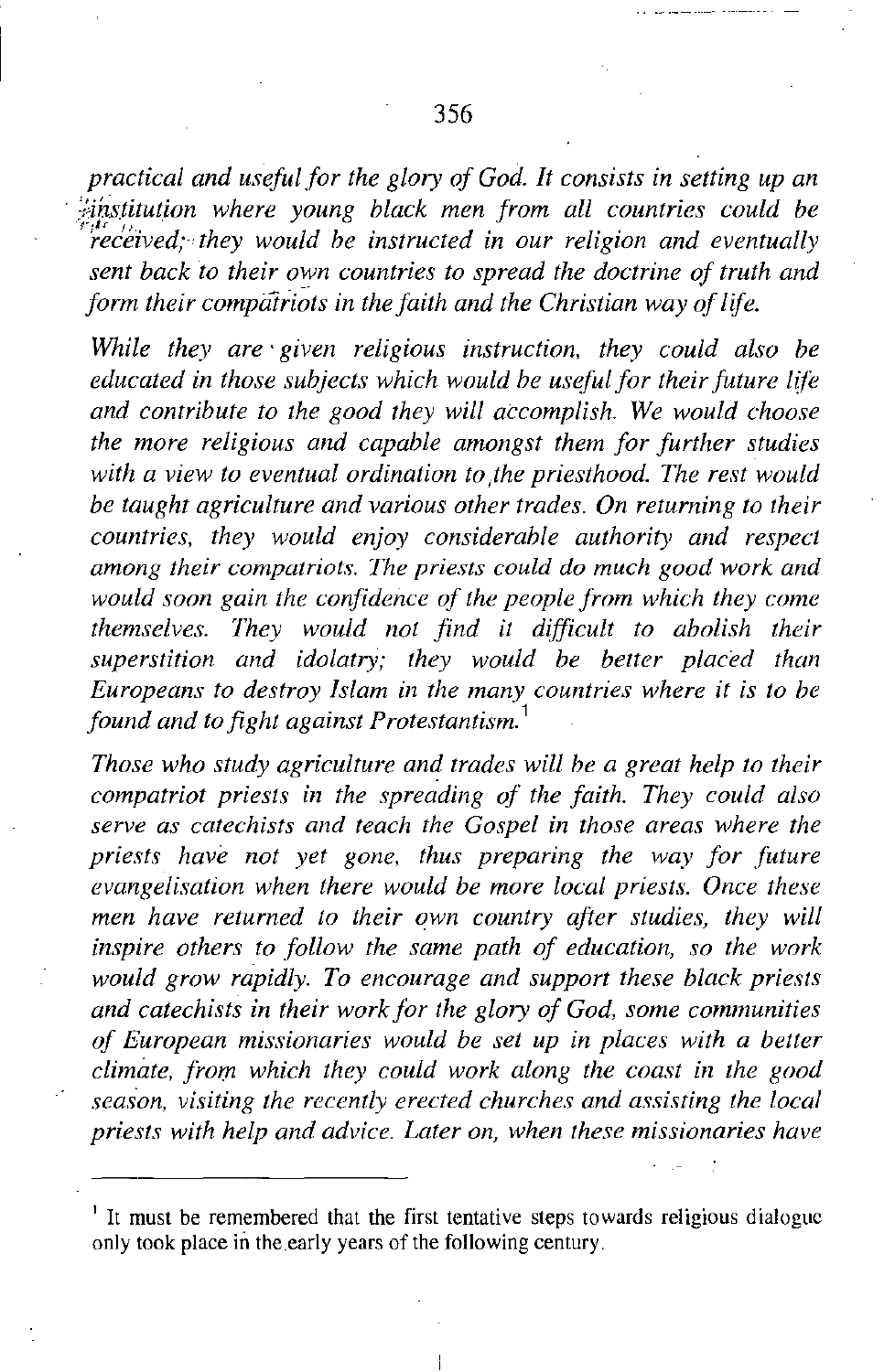*practical and useful for the glory of God. It consists in setting up an institution where young black men from all countries could be received; they would be instructed in our religion and eventually sent back to their own countries to spread the doctrine of truth and form their compatriots in the faith and the Christian way of life.*

*While they are given religious instruction, they could also be educated in those subjects which would be useful for their future life and contribute to the good they will accomplish. We would choose the more religious and capable amongst them for further studies with a view to eventual ordination to the priesthood. The rest would be taught agriculture and various other trades. On returning to their countries, they would enjoy considerable authority and respect among their compatriots. The priests could do much good work and would soon gain the confidence of the people from which they come themselves. They would not find it difficult to abolish their superstition and idolatry; they would be better placed than Europeans to destroy Islam in the many countries where it is to be found and to fight against Protestantism.*[1]

*Those who study agriculture and trades will be a great help to their compatriot priests in the spreading of the faith. They could also serve as catechists and teach the Gospel in those areas where the priests have not yet gone, thus preparing the way for future evangelisation when there would be more local priests. Once these men have returned to their own country after studies, they will inspire others to follow the same path of education, so the work would grow rapidly. To encourage and support these black priests and catechists in their work for the glory of God, some communities of European missionaries would be set up in places with a better climate, from which they could work along the coast in the good season, visiting the recently erected churches and assisting the local priests with help and advice. Later on, when these missionaries have*

---

[1] It must be remembered that the first tentative steps towards religious dialogue only took place in the early years of the following century.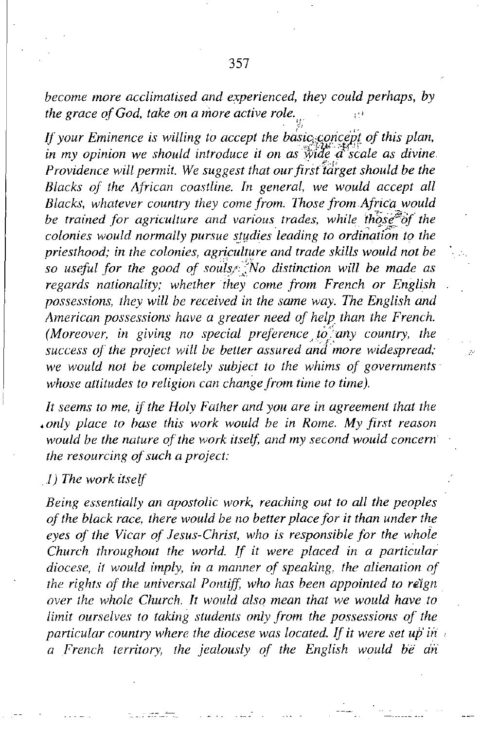*become more acclimatised and experienced, they could perhaps, by the grace of God, take on a more active role.*

*If your Eminence is willing to accept the basic concept of this plan, in my opinion we should introduce it on as wide a scale as divine Providence will permit. We suggest that our first target should be the Blacks of the African coastline. In general, we would accept all Blacks, whatever country they come from. Those from Africa would be trained for agriculture and various trades, while those of the colonies would normally pursue studies leading to ordination to the priesthood; in the colonies, agriculture and trade skills would not be so useful for the good of souls. No distinction will be made as regards nationality; whether they come from French or English possessions, they will be received in the same way. The English and American possessions have a greater need of help than the French. (Moreover, in giving no special preference to any country, the success of the project will be better assured and more widespread; we would not be completely subject to the whims of governments whose attitudes to religion can change from time to time).*

*It seems to me, if the Holy Father and you are in agreement that the only place to base this work would be in Rome. My first reason would be the nature of the work itself, and my second would concern the resourcing of such a project:*

*1) The work itself*

*Being essentially an apostolic work, reaching out to all the peoples of the black race, there would be no better place for it than under the eyes of the Vicar of Jesus-Christ, who is responsible for the whole Church throughout the world. If it were placed in a particular diocese, it would imply, in a manner of speaking, the alienation of the rights of the universal Pontiff, who has been appointed to reign over the whole Church. It would also mean that we would have to limit ourselves to taking students only from the possessions of the particular country where the diocese was located. If it were set up in a French territory, the jealously of the English would be an*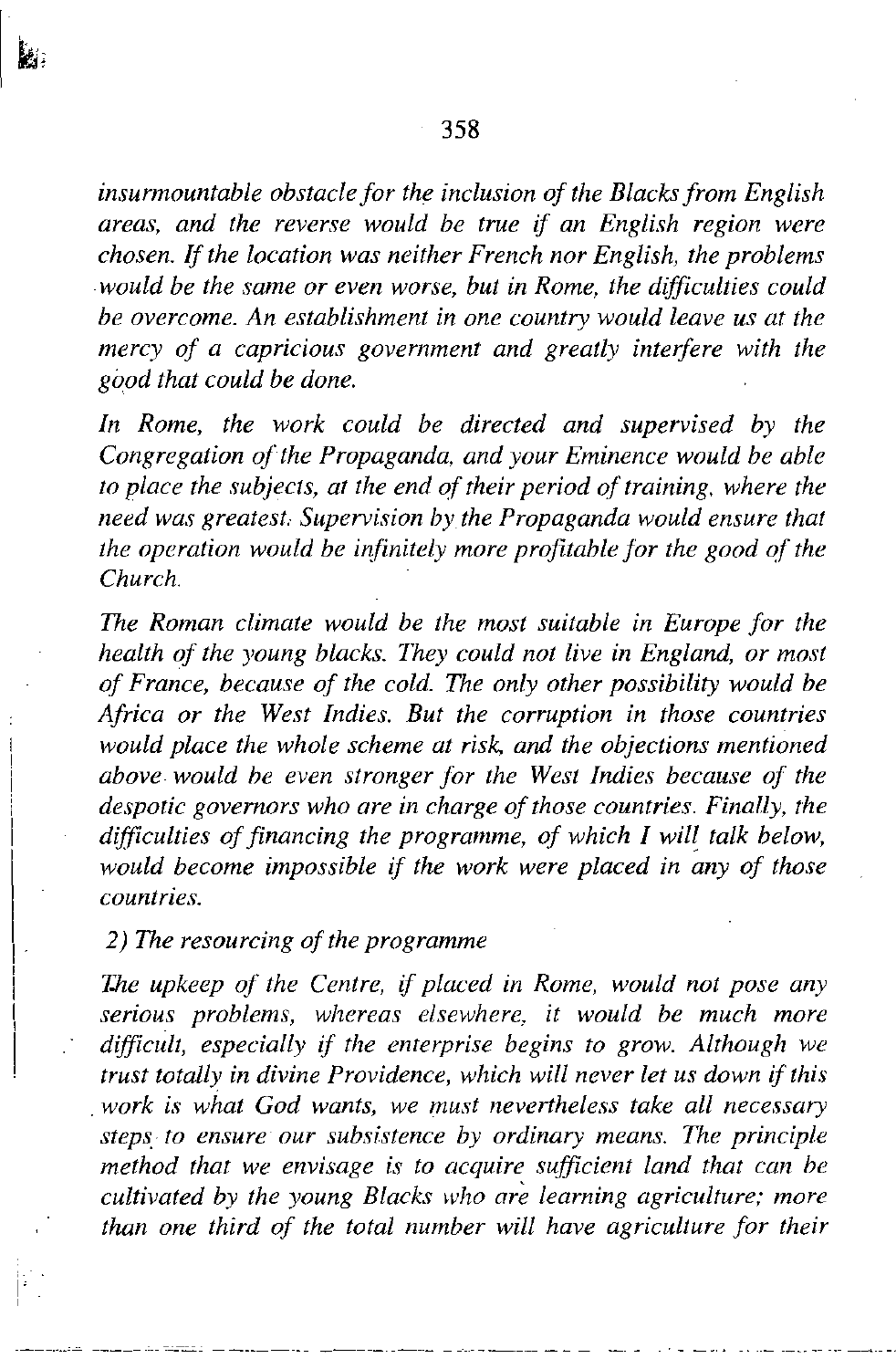*insurmountable obstacle for the inclusion of the Blacks from English areas, and the reverse would be true if an English region were chosen. If the location was neither French nor English, the problems would be the same or even worse, but in Rome, the difficulties could be overcome. An establishment in one country would leave us at the mercy of a capricious government and greatly interfere with the good that could be done.*

*In Rome, the work could be directed and supervised by the Congregation of the Propaganda, and your Eminence would be able to place the subjects, at the end of their period of training, where the need was greatest. Supervision by the Propaganda would ensure that the operation would be infinitely more profitable for the good of the Church.*

*The Roman climate would be the most suitable in Europe for the health of the young blacks. They could not live in England, or most of France, because of the cold. The only other possibility would be Africa or the West Indies. But the corruption in those countries would place the whole scheme at risk, and the objections mentioned above would be even stronger for the West Indies because of the despotic governors who are in charge of those countries. Finally, the difficulties of financing the programme, of which I will talk below, would become impossible if the work were placed in any of those countries.*

*2) The resourcing of the programme*

*The upkeep of the Centre, if placed in Rome, would not pose any serious problems, whereas elsewhere, it would be much more difficult, especially if the enterprise begins to grow. Although we trust totally in divine Providence, which will never let us down if this work is what God wants, we must nevertheless take all necessary steps to ensure our subsistence by ordinary means. The principle method that we envisage is to acquire sufficient land that can be cultivated by the young Blacks who are learning agriculture; more than one third of the total number will have agriculture for their*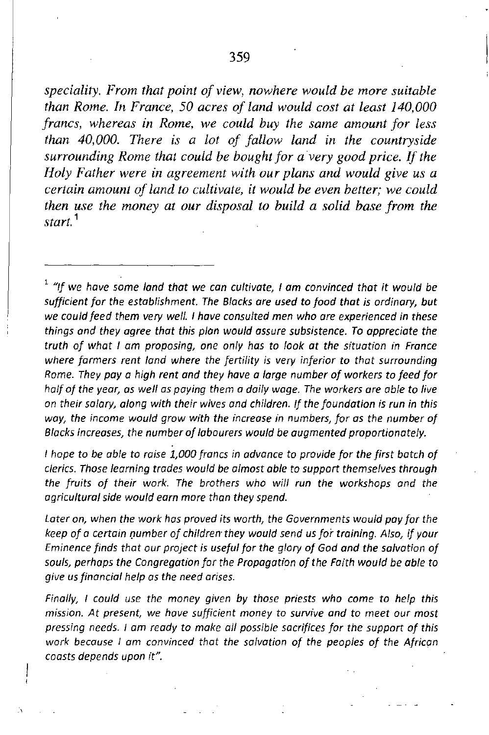*speciality. From that point of view, nowhere would be more suitable than Rome. In France, 50 acres of land would cost at least 140,000 francs, whereas in Rome, we could buy the same amount for less than 40,000. There is a lot of fallow land in the countryside surrounding Rome that could be bought for a very good price. If the Holy Father were in agreement with our plans and would give us a certain amount of land to cultivate, it would be even better; we could then use the money at our disposal to build a solid base from the start.*[1]

---

[1] *"If we have some land that we can cultivate, I am convinced that it would be sufficient for the establishment. The Blacks are used to food that is ordinary, but we could feed them very well. I have consulted men who are experienced in these things and they agree that this plan would assure subsistence. To appreciate the truth of what I am proposing, one only has to look at the situation in France where farmers rent land where the fertility is very inferior to that surrounding Rome. They pay a high rent and they have a large number of workers to feed for half of the year, as well as paying them a daily wage. The workers are able to live on their salary, along with their wives and children. If the foundation is run in this way, the income would grow with the increase in numbers, for as the number of Blacks increases, the number of labourers would be augmented proportionately.*

*I hope to be able to raise 1,000 francs in advance to provide for the first batch of clerics. Those learning trades would be almost able to support themselves through the fruits of their work. The brothers who will run the workshops and the agricultural side would earn more than they spend.*

*Later on, when the work has proved its worth, the Governments would pay for the keep of a certain number of children they would send us for training. Also, if your Eminence finds that our project is useful for the glory of God and the salvation of souls, perhaps the Congregation for the Propagation of the Faith would be able to give us financial help as the need arises.*

*Finally, I could use the money given by those priests who come to help this mission. At present, we have sufficient money to survive and to meet our most pressing needs. I am ready to make all possible sacrifices for the support of this work because I am convinced that the salvation of the peoples of the African coasts depends upon it".*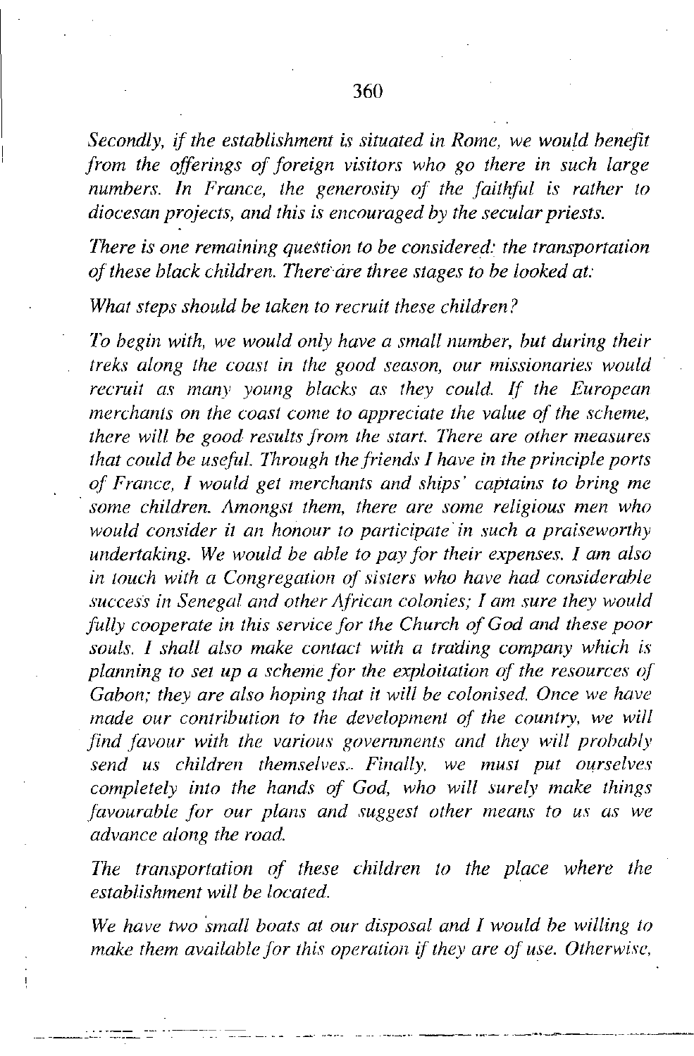*Secondly, if the establishment is situated in Rome, we would benefit from the offerings of foreign visitors who go there in such large numbers. In France, the generosity of the faithful is rather to diocesan projects, and this is encouraged by the secular priests.*

*There is one remaining question to be considered: the transportation of these black children. There are three stages to be looked at:*

*What steps should be taken to recruit these children?*

*To begin with, we would only have a small number, but during their treks along the coast in the good season, our missionaries would recruit as many young blacks as they could. If the European merchants on the coast come to appreciate the value of the scheme, there will be good results from the start. There are other measures that could be useful. Through the friends I have in the principle ports of France, I would get merchants and ships' captains to bring me some children. Amongst them, there are some religious men who would consider it an honour to participate in such a praiseworthy undertaking. We would be able to pay for their expenses. I am also in touch with a Congregation of sisters who have had considerable success in Senegal and other African colonies; I am sure they would fully cooperate in this service for the Church of God and these poor souls. I shall also make contact with a trading company which is planning to set up a scheme for the exploitation of the resources of Gabon; they are also hoping that it will be colonised. Once we have made our contribution to the development of the country, we will find favour with the various governments and they will probably send us children themselves. Finally, we must put ourselves completely into the hands of God, who will surely make things favourable for our plans and suggest other means to us as we advance along the road.*

*The transportation of these children to the place where the establishment will be located.*

*We have two small boats at our disposal and I would be willing to make them available for this operation if they are of use. Otherwise,*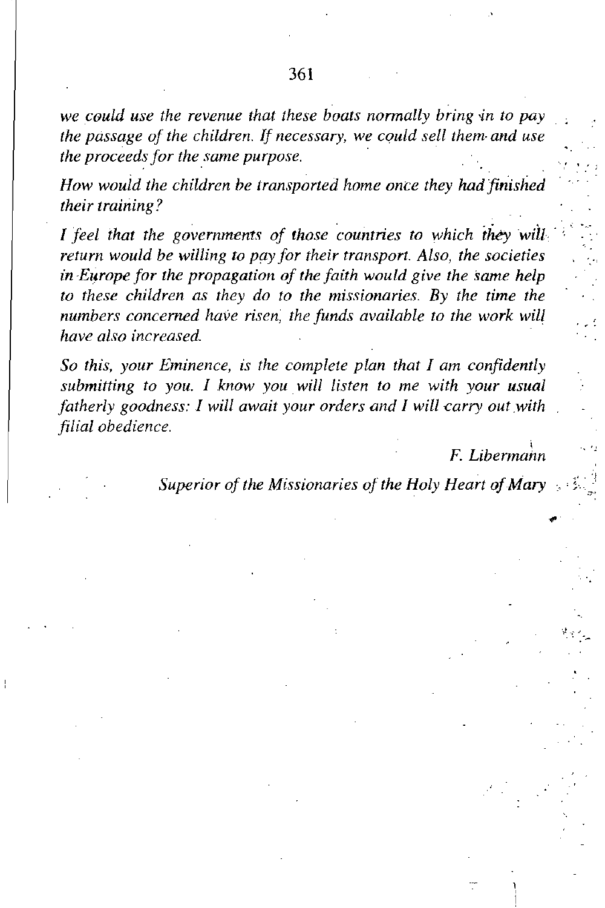*we could use the revenue that these boats normally bring in to pay the passage of the children. If necessary, we could sell them and use the proceeds for the same purpose.*

*How would the children be transported home once they had finished their training?*

*I feel that the governments of those countries to which they will return would be willing to pay for their transport. Also, the societies in Europe for the propagation of the faith would give the same help to these children as they do to the missionaries. By the time the numbers concerned have risen, the funds available to the work will have also increased.*

*So this, your Eminence, is the complete plan that I am confidently submitting to you. I know you will listen to me with your usual fatherly goodness: I will await your orders and I will carry out with filial obedience.*

*F. Libermann*

*Superior of the Missionaries of the Holy Heart of Mary*